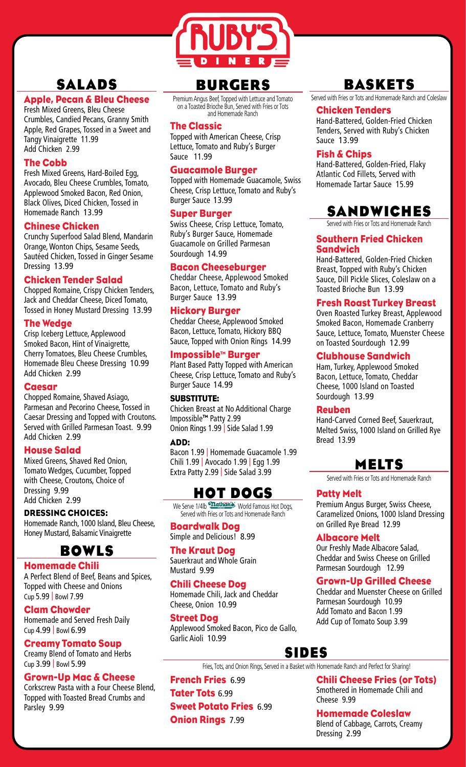# RUBY'S DINER

## SALADS

### Apple, Pecan & Bleu Cheese

Fresh Mixed Greens, Bleu Cheese Crumbles, Candied Pecans, Granny Smith Apple, Red Grapes, Tossed in a Sweet and Tangy Vinaigrette 11.99
Add Chicken 2.99

### The Cobb

Fresh Mixed Greens, Hard-Boiled Egg, Avocado, Bleu Cheese Crumbles, Tomato, Applewood Smoked Bacon, Red Onion, Black Olives, Diced Chicken, Tossed in Homemade Ranch 13.99

### Chinese Chicken

Crunchy Superfood Salad Blend, Mandarin Orange, Wonton Chips, Sesame Seeds, Sautéed Chicken, Tossed in Ginger Sesame Dressing 13.99

### Chicken Tender Salad

Chopped Romaine, Crispy Chicken Tenders, Jack and Cheddar Cheese, Diced Tomato, Tossed in Honey Mustard Dressing 13.99

### The Wedge

Crisp Iceberg Lettuce, Applewood Smoked Bacon, Hint of Vinaigrette, Cherry Tomatoes, Bleu Cheese Crumbles, Homemade Bleu Cheese Dressing 10.99
Add Chicken 2.99

### Caesar

Chopped Romaine, Shaved Asiago, Parmesan and Pecorino Cheese, Tossed in Caesar Dressing and Topped with Croutons. Served with Grilled Parmesan Toast. 9.99
Add Chicken 2.99

### House Salad

Mixed Greens, Shaved Red Onion, Tomato Wedges, Cucumber, Topped with Cheese, Croutons, Choice of Dressing 9.99
Add Chicken 2.99

**DRESSING CHOICES:**
Homemade Ranch, 1000 Island, Bleu Cheese, Honey Mustard, Balsamic Vinaigrette

## BOWLS

### Homemade Chili

A Perfect Blend of Beef, Beans and Spices, Topped with Cheese and Onions
Cup 5.99 | Bowl 7.99

### Clam Chowder

Homemade and Served Fresh Daily
Cup 4.99 | Bowl 6.99

### Creamy Tomato Soup

Creamy Blend of Tomato and Herbs
Cup 3.99 | Bowl 5.99

### Grown-Up Mac & Cheese

Corkscrew Pasta with a Four Cheese Blend, Topped with Toasted Bread Crumbs and Parsley 9.99

## BURGERS

Premium Angus Beef, Topped with Lettuce and Tomato on a Toasted Brioche Bun, Served with Fries or Tots and Homemade Ranch

### The Classic

Topped with American Cheese, Crisp Lettuce, Tomato and Ruby's Burger Sauce 11.99

### Guacamole Burger

Topped with Homemade Guacamole, Swiss Cheese, Crisp Lettuce, Tomato and Ruby's Burger Sauce 13.99

### Super Burger

Swiss Cheese, Crisp Lettuce, Tomato, Ruby's Burger Sauce, Homemade Guacamole on Grilled Parmesan Sourdough 14.99

### Bacon Cheeseburger

Cheddar Cheese, Applewood Smoked Bacon, Lettuce, Tomato and Ruby's Burger Sauce 13.99

### Hickory Burger

Cheddar Cheese, Applewood Smoked Bacon, Lettuce, Tomato, Hickory BBQ Sauce, Topped with Onion Rings 14.99

### Impossible™ Burger

Plant Based Patty Topped with American Cheese, Crisp Lettuce, Tomato and Ruby's Burger Sauce 14.99

**SUBSTITUTE:**
Chicken Breast at No Additional Charge
Impossible™ Patty 2.99
Onion Rings 1.99 | Side Salad 1.99

**ADD:**
Bacon 1.99 | Homemade Guacamole 1.99
Chili 1.99 | Avocado 1.99 | Egg 1.99
Extra Patty 2.99 | Side Salad 3.99

## HOT DOGS

We Serve 1/4lb Nathan's World Famous Hot Dogs, Served with Fries or Tots and Homemade Ranch

### Boardwalk Dog

Simple and Delicious! 8.99

### The Kraut Dog

Sauerkraut and Whole Grain Mustard 9.99

### Chili Cheese Dog

Homemade Chili, Jack and Cheddar Cheese, Onion 10.99

### Street Dog

Applewood Smoked Bacon, Pico de Gallo, Garlic Aioli 10.99

## BASKETS

Served with Fries or Tots and Homemade Ranch and Coleslaw

### Chicken Tenders

Hand-Battered, Golden-Fried Chicken Tenders, Served with Ruby's Chicken Sauce 13.99

### Fish & Chips

Hand-Battered, Golden-Fried, Flaky Atlantic Cod Fillets, Served with Homemade Tartar Sauce 15.99

## SANDWICHES

Served with Fries or Tots and Homemade Ranch

### Southern Fried Chicken Sandwich

Hand-Battered, Golden-Fried Chicken Breast, Topped with Ruby's Chicken Sauce, Dill Pickle Slices, Coleslaw on a Toasted Brioche Bun 13.99

### Fresh Roast Turkey Breast

Oven Roasted Turkey Breast, Applewood Smoked Bacon, Homemade Cranberry Sauce, Lettuce, Tomato, Muenster Cheese on Toasted Sourdough 12.99

### Clubhouse Sandwich

Ham, Turkey, Applewood Smoked Bacon, Lettuce, Tomato, Cheddar Cheese, 1000 Island on Toasted Sourdough 13.99

### Reuben

Hand-Carved Corned Beef, Sauerkraut, Melted Swiss, 1000 Island on Grilled Rye Bread 13.99

## MELTS

Served with Fries or Tots and Homemade Ranch

### Patty Melt

Premium Angus Burger, Swiss Cheese, Caramelized Onions, 1000 Island Dressing on Grilled Rye Bread 12.99

### Albacore Melt

Our Freshly Made Albacore Salad, Cheddar and Swiss Cheese on Grilled Parmesan Sourdough 12.99

### Grown-Up Grilled Cheese

Cheddar and Muenster Cheese on Grilled Parmesan Sourdough 10.99
Add Tomato and Bacon 1.99
Add Cup of Tomato Soup 3.99

## SIDES

Fries, Tots, and Onion Rings, Served in a Basket with Homemade Ranch and Perfect for Sharing!

**French Fries** 6.99
**Tater Tots** 6.99
**Sweet Potato Fries** 6.99
**Onion Rings** 7.99

### Chili Cheese Fries (or Tots)

Smothered in Homemade Chili and Cheese 9.99

### Homemade Coleslaw

Blend of Cabbage, Carrots, Creamy Dressing 2.99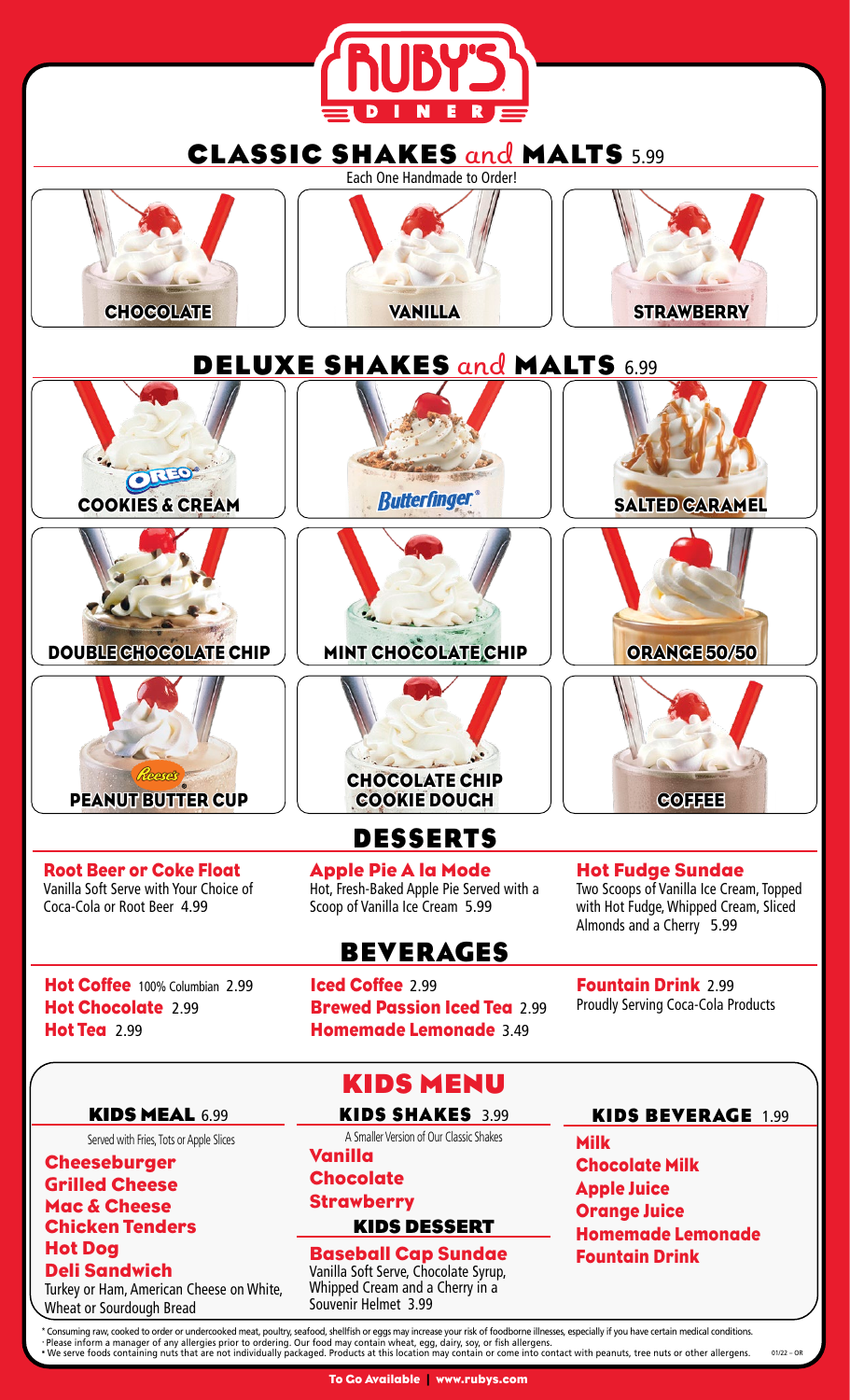# RUBY'S DINER

## CLASSIC SHAKES and MALTS 5.99

Each One Handmade to Order!

- CHOCOLATE
- VANILLA
- STRAWBERRY

## DELUXE SHAKES and MALTS 6.99

- OREO COOKIES & CREAM
- Butterfinger
- SALTED CARAMEL
- DOUBLE CHOCOLATE CHIP
- MINT CHOCOLATE CHIP
- ORANGE 50/50
- Reese's PEANUT BUTTER CUP
- CHOCOLATE CHIP COOKIE DOUGH
- COFFEE

## DESSERTS

**Root Beer or Coke Float**
Vanilla Soft Serve with Your Choice of Coca-Cola or Root Beer 4.99

**Apple Pie A la Mode**
Hot, Fresh-Baked Apple Pie Served with a Scoop of Vanilla Ice Cream 5.99

**Hot Fudge Sundae**
Two Scoops of Vanilla Ice Cream, Topped with Hot Fudge, Whipped Cream, Sliced Almonds and a Cherry 5.99

## BEVERAGES

**Hot Coffee** 100% Columbian 2.99
**Hot Chocolate** 2.99
**Hot Tea** 2.99

**Iced Coffee** 2.99
**Brewed Passion Iced Tea** 2.99
**Homemade Lemonade** 3.49

**Fountain Drink** 2.99
Proudly Serving Coca-Cola Products

## KIDS MENU

### KIDS MEAL 6.99

Served with Fries, Tots or Apple Slices

- Cheeseburger
- Grilled Cheese
- Mac & Cheese
- Chicken Tenders
- Hot Dog
- Deli Sandwich
  Turkey or Ham, American Cheese on White, Wheat or Sourdough Bread

### KIDS SHAKES 3.99

A Smaller Version of Our Classic Shakes

- Vanilla
- Chocolate
- Strawberry

### KIDS DESSERT

**Baseball Cap Sundae**
Vanilla Soft Serve, Chocolate Syrup, Whipped Cream and a Cherry in a Souvenir Helmet 3.99

### KIDS BEVERAGE 1.99

- Milk
- Chocolate Milk
- Apple Juice
- Orange Juice
- Homemade Lemonade
- Fountain Drink

* Consuming raw, cooked to order or undercooked meat, poultry, seafood, shellfish or eggs may increase your risk of foodborne illnesses, especially if you have certain medical conditions.
· Please inform a manager of any allergies prior to ordering. Our food may contain wheat, egg, dairy, soy, or fish allergens.
* We serve foods containing nuts that are not individually packaged. Products at this location may contain or come into contact with peanuts, tree nuts or other allergens. 01/22 – OR

To Go Available | www.rubys.com